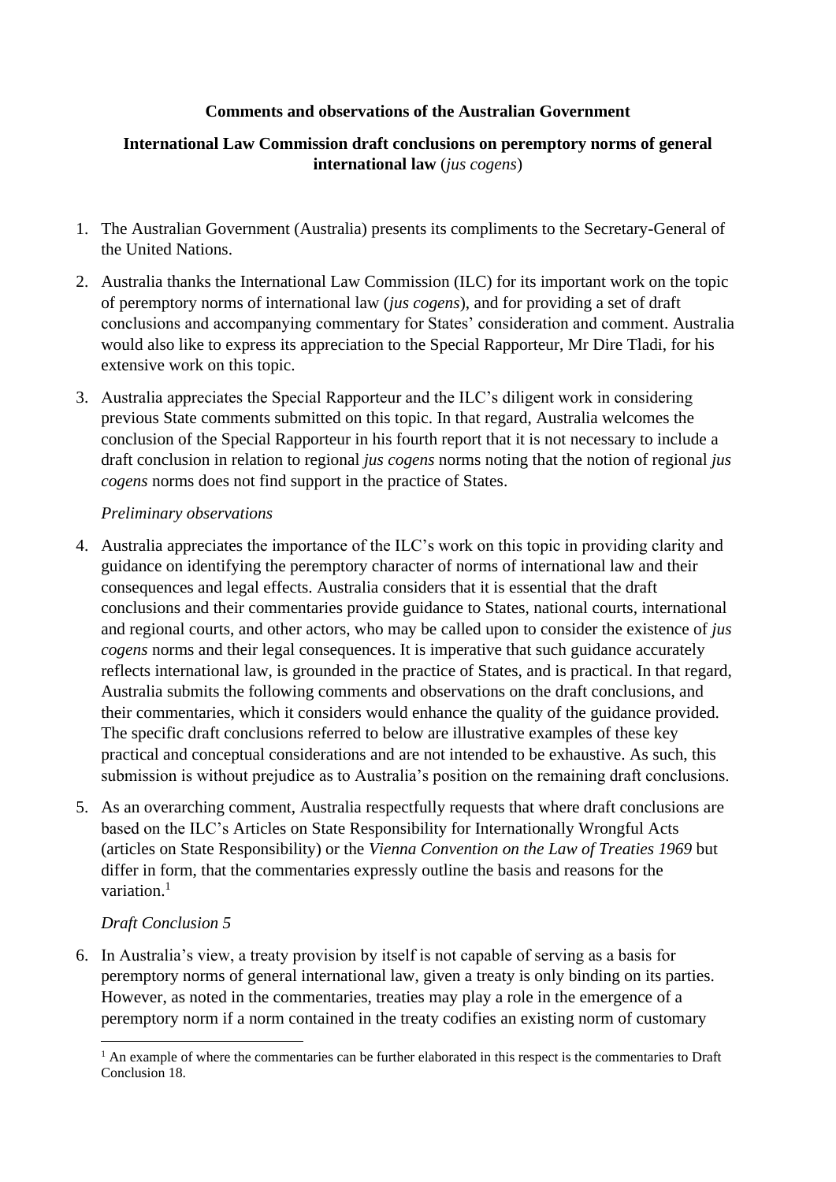**Comments and observations of the Australian Government**

**International Law Commission draft conclusions on peremptory norms of general international law** (*jus cogens*)

1. The Australian Government (Australia) presents its compliments to the Secretary-General of the United Nations.

2. Australia thanks the International Law Commission (ILC) for its important work on the topic of peremptory norms of international law (*jus cogens*), and for providing a set of draft conclusions and accompanying commentary for States' consideration and comment. Australia would also like to express its appreciation to the Special Rapporteur, Mr Dire Tladi, for his extensive work on this topic.

3. Australia appreciates the Special Rapporteur and the ILC's diligent work in considering previous State comments submitted on this topic. In that regard, Australia welcomes the conclusion of the Special Rapporteur in his fourth report that it is not necessary to include a draft conclusion in relation to regional *jus cogens* norms noting that the notion of regional *jus cogens* norms does not find support in the practice of States.

*Preliminary observations*

4. Australia appreciates the importance of the ILC's work on this topic in providing clarity and guidance on identifying the peremptory character of norms of international law and their consequences and legal effects. Australia considers that it is essential that the draft conclusions and their commentaries provide guidance to States, national courts, international and regional courts, and other actors, who may be called upon to consider the existence of *jus cogens* norms and their legal consequences. It is imperative that such guidance accurately reflects international law, is grounded in the practice of States, and is practical. In that regard, Australia submits the following comments and observations on the draft conclusions, and their commentaries, which it considers would enhance the quality of the guidance provided. The specific draft conclusions referred to below are illustrative examples of these key practical and conceptual considerations and are not intended to be exhaustive. As such, this submission is without prejudice as to Australia's position on the remaining draft conclusions.

5. As an overarching comment, Australia respectfully requests that where draft conclusions are based on the ILC's Articles on State Responsibility for Internationally Wrongful Acts (articles on State Responsibility) or the *Vienna Convention on the Law of Treaties 1969* but differ in form, that the commentaries expressly outline the basis and reasons for the variation.[1]

*Draft Conclusion 5*

6. In Australia's view, a treaty provision by itself is not capable of serving as a basis for peremptory norms of general international law, given a treaty is only binding on its parties. However, as noted in the commentaries, treaties may play a role in the emergence of a peremptory norm if a norm contained in the treaty codifies an existing norm of customary

[1] An example of where the commentaries can be further elaborated in this respect is the commentaries to Draft Conclusion 18.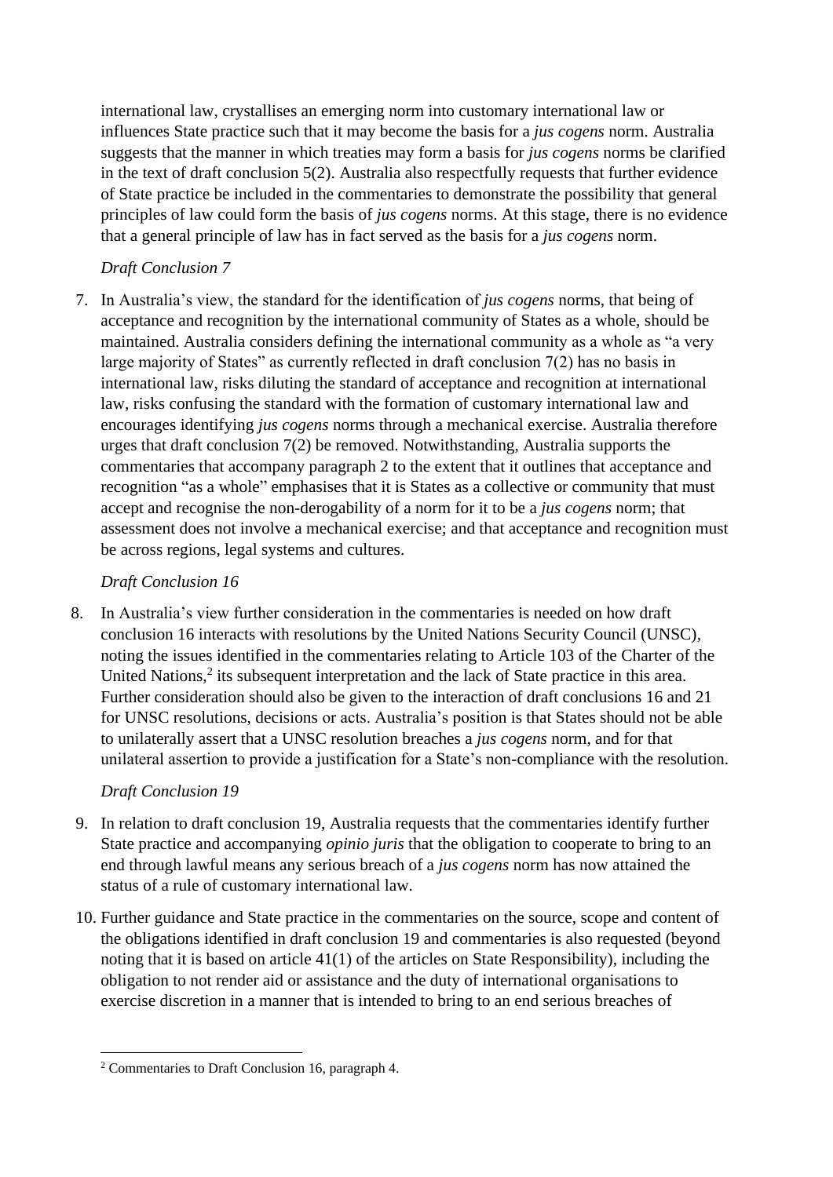international law, crystallises an emerging norm into customary international law or influences State practice such that it may become the basis for a *jus cogens* norm. Australia suggests that the manner in which treaties may form a basis for *jus cogens* norms be clarified in the text of draft conclusion 5(2). Australia also respectfully requests that further evidence of State practice be included in the commentaries to demonstrate the possibility that general principles of law could form the basis of *jus cogens* norms. At this stage, there is no evidence that a general principle of law has in fact served as the basis for a *jus cogens* norm.

*Draft Conclusion 7*

7. In Australia's view, the standard for the identification of *jus cogens* norms, that being of acceptance and recognition by the international community of States as a whole, should be maintained. Australia considers defining the international community as a whole as "a very large majority of States" as currently reflected in draft conclusion 7(2) has no basis in international law, risks diluting the standard of acceptance and recognition at international law, risks confusing the standard with the formation of customary international law and encourages identifying *jus cogens* norms through a mechanical exercise. Australia therefore urges that draft conclusion 7(2) be removed. Notwithstanding, Australia supports the commentaries that accompany paragraph 2 to the extent that it outlines that acceptance and recognition "as a whole" emphasises that it is States as a collective or community that must accept and recognise the non-derogability of a norm for it to be a *jus cogens* norm; that assessment does not involve a mechanical exercise; and that acceptance and recognition must be across regions, legal systems and cultures.

*Draft Conclusion 16*

8. In Australia's view further consideration in the commentaries is needed on how draft conclusion 16 interacts with resolutions by the United Nations Security Council (UNSC), noting the issues identified in the commentaries relating to Article 103 of the Charter of the United Nations,[2] its subsequent interpretation and the lack of State practice in this area. Further consideration should also be given to the interaction of draft conclusions 16 and 21 for UNSC resolutions, decisions or acts. Australia's position is that States should not be able to unilaterally assert that a UNSC resolution breaches a *jus cogens* norm, and for that unilateral assertion to provide a justification for a State's non-compliance with the resolution.

*Draft Conclusion 19*

9. In relation to draft conclusion 19, Australia requests that the commentaries identify further State practice and accompanying *opinio juris* that the obligation to cooperate to bring to an end through lawful means any serious breach of a *jus cogens* norm has now attained the status of a rule of customary international law.

10. Further guidance and State practice in the commentaries on the source, scope and content of the obligations identified in draft conclusion 19 and commentaries is also requested (beyond noting that it is based on article 41(1) of the articles on State Responsibility), including the obligation to not render aid or assistance and the duty of international organisations to exercise discretion in a manner that is intended to bring to an end serious breaches of

[2] Commentaries to Draft Conclusion 16, paragraph 4.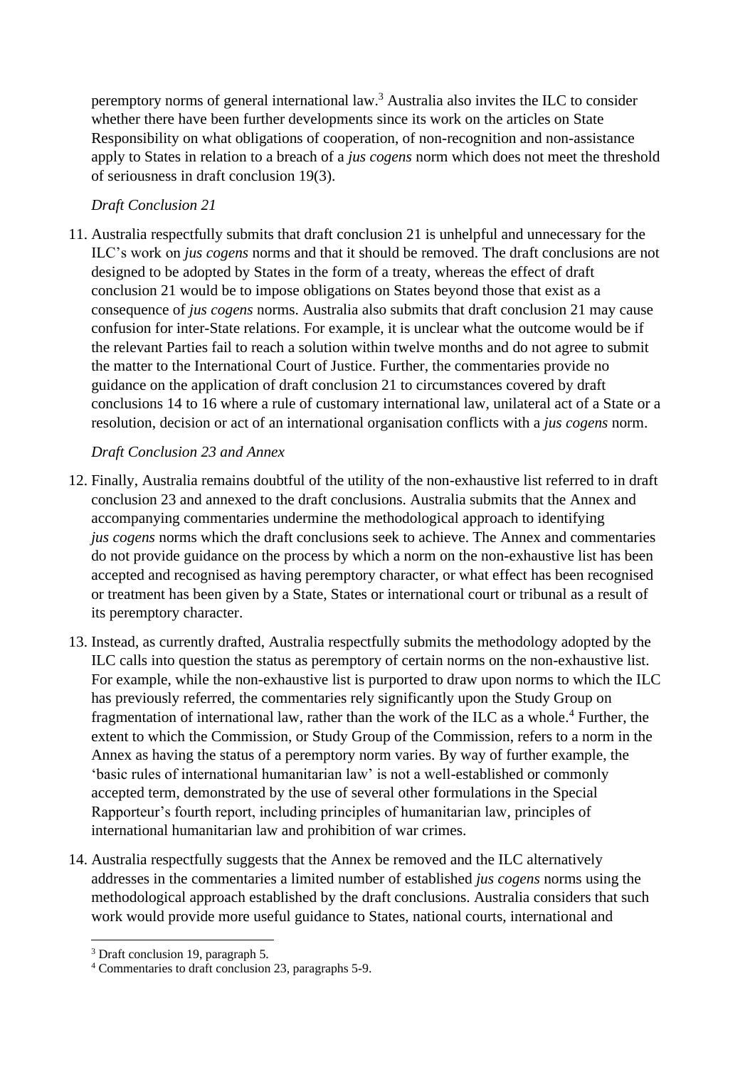peremptory norms of general international law.[3] Australia also invites the ILC to consider whether there have been further developments since its work on the articles on State Responsibility on what obligations of cooperation, of non-recognition and non-assistance apply to States in relation to a breach of a *jus cogens* norm which does not meet the threshold of seriousness in draft conclusion 19(3).

*Draft Conclusion 21*

11. Australia respectfully submits that draft conclusion 21 is unhelpful and unnecessary for the ILC's work on *jus cogens* norms and that it should be removed. The draft conclusions are not designed to be adopted by States in the form of a treaty, whereas the effect of draft conclusion 21 would be to impose obligations on States beyond those that exist as a consequence of *jus cogens* norms. Australia also submits that draft conclusion 21 may cause confusion for inter-State relations. For example, it is unclear what the outcome would be if the relevant Parties fail to reach a solution within twelve months and do not agree to submit the matter to the International Court of Justice. Further, the commentaries provide no guidance on the application of draft conclusion 21 to circumstances covered by draft conclusions 14 to 16 where a rule of customary international law, unilateral act of a State or a resolution, decision or act of an international organisation conflicts with a *jus cogens* norm.

*Draft Conclusion 23 and Annex*

12. Finally, Australia remains doubtful of the utility of the non-exhaustive list referred to in draft conclusion 23 and annexed to the draft conclusions. Australia submits that the Annex and accompanying commentaries undermine the methodological approach to identifying *jus cogens* norms which the draft conclusions seek to achieve. The Annex and commentaries do not provide guidance on the process by which a norm on the non-exhaustive list has been accepted and recognised as having peremptory character, or what effect has been recognised or treatment has been given by a State, States or international court or tribunal as a result of its peremptory character.

13. Instead, as currently drafted, Australia respectfully submits the methodology adopted by the ILC calls into question the status as peremptory of certain norms on the non-exhaustive list. For example, while the non-exhaustive list is purported to draw upon norms to which the ILC has previously referred, the commentaries rely significantly upon the Study Group on fragmentation of international law, rather than the work of the ILC as a whole.[4] Further, the extent to which the Commission, or Study Group of the Commission, refers to a norm in the Annex as having the status of a peremptory norm varies. By way of further example, the 'basic rules of international humanitarian law' is not a well-established or commonly accepted term, demonstrated by the use of several other formulations in the Special Rapporteur's fourth report, including principles of humanitarian law, principles of international humanitarian law and prohibition of war crimes.

14. Australia respectfully suggests that the Annex be removed and the ILC alternatively addresses in the commentaries a limited number of established *jus cogens* norms using the methodological approach established by the draft conclusions. Australia considers that such work would provide more useful guidance to States, national courts, international and

[3] Draft conclusion 19, paragraph 5.

[4] Commentaries to draft conclusion 23, paragraphs 5-9.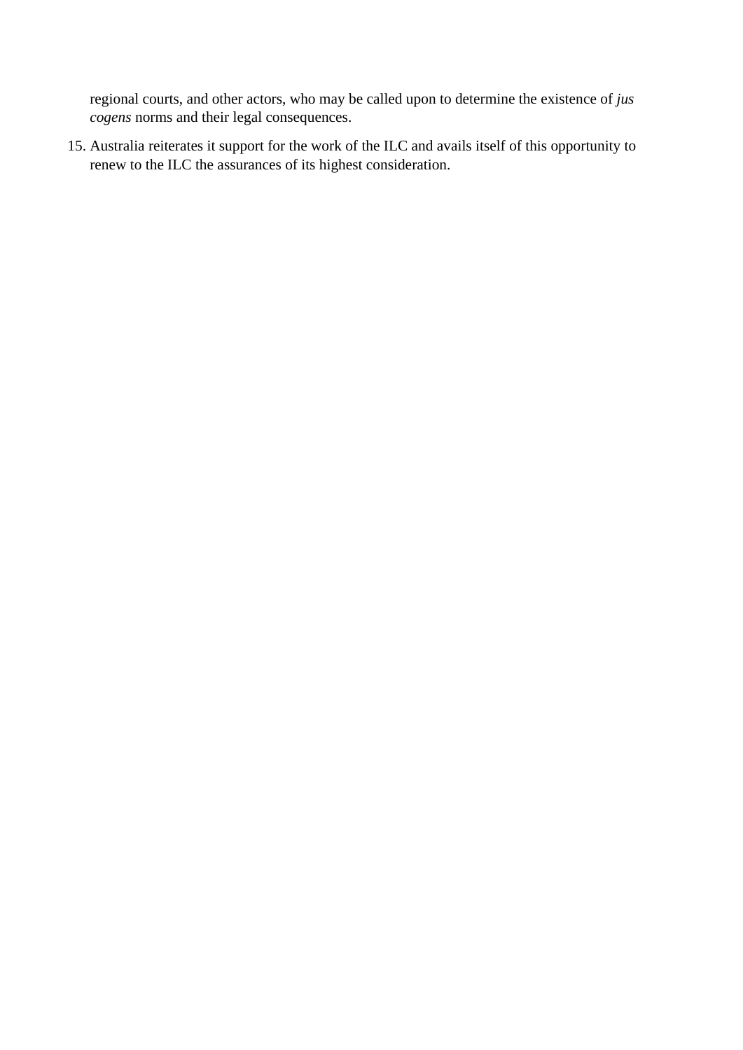regional courts, and other actors, who may be called upon to determine the existence of *jus cogens* norms and their legal consequences.

15. Australia reiterates it support for the work of the ILC and avails itself of this opportunity to renew to the ILC the assurances of its highest consideration.